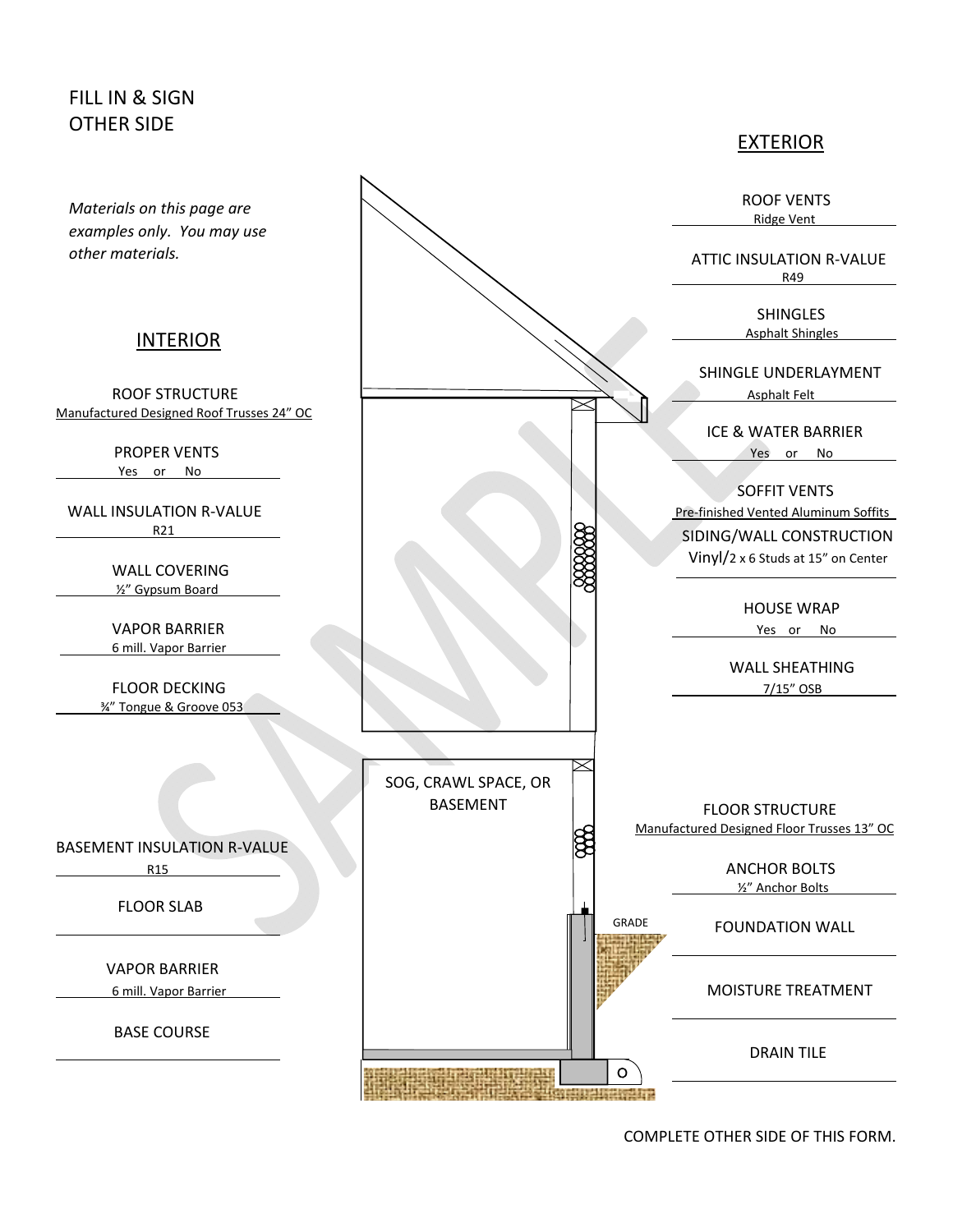FILL IN & SIGN
OTHER SIDE

*Materials on this page are examples only. You may use other materials.*

## INTERIOR

ROOF STRUCTURE
Manufactured Designed Roof Trusses 24" OC

PROPER VENTS
Yes or No

WALL INSULATION R-VALUE
R21

WALL COVERING
½" Gypsum Board

VAPOR BARRIER
6 mill. Vapor Barrier

FLOOR DECKING
¾" Tongue & Groove 053

SOG, CRAWL SPACE, OR BASEMENT

BASEMENT INSULATION R-VALUE
R15

FLOOR SLAB

VAPOR BARRIER
6 mill. Vapor Barrier

BASE COURSE

## EXTERIOR

ROOF VENTS
Ridge Vent

ATTIC INSULATION R-VALUE
R49

SHINGLES
Asphalt Shingles

SHINGLE UNDERLAYMENT
Asphalt Felt

ICE & WATER BARRIER
Yes or No

SOFFIT VENTS
Pre-finished Vented Aluminum Soffits

SIDING/WALL CONSTRUCTION
Vinyl/2 x 6 Studs at 15" on Center

HOUSE WRAP
Yes or No

WALL SHEATHING
7/15" OSB

FLOOR STRUCTURE
Manufactured Designed Floor Trusses 13" OC

ANCHOR BOLTS
½" Anchor Bolts

GRADE

FOUNDATION WALL

MOISTURE TREATMENT

DRAIN TILE

SAMPLE

COMPLETE OTHER SIDE OF THIS FORM.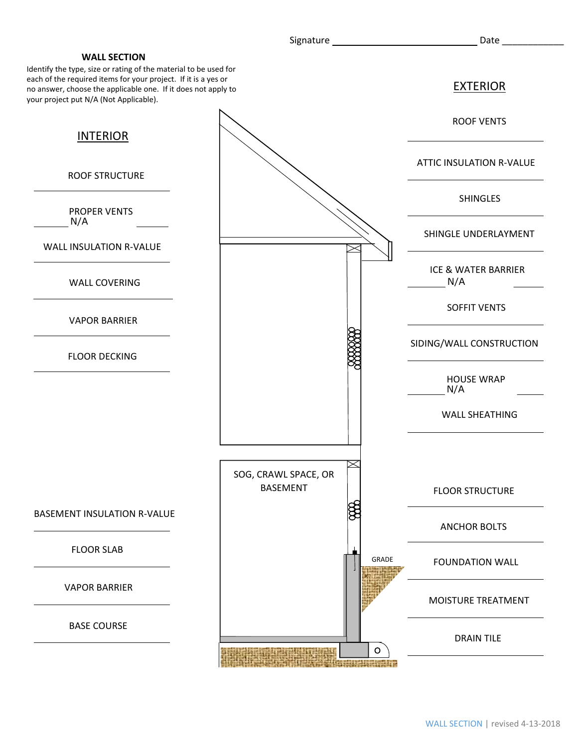Signature ______________________________ Date ____________

## WALL SECTION

Identify the type, size or rating of the material to be used for each of the required items for your project. If it is a yes or no answer, choose the applicable one. If it does not apply to your project put N/A (Not Applicable).

### INTERIOR

ROOF STRUCTURE

______________________

PROPER VENTS
______ N/A ______

WALL INSULATION R-VALUE

______________________

WALL COVERING

______________________

VAPOR BARRIER

______________________

FLOOR DECKING

______________________

BASEMENT INSULATION R-VALUE

______________________

FLOOR SLAB

______________________

VAPOR BARRIER

______________________

BASE COURSE

______________________

SOG, CRAWL SPACE, OR BASEMENT

GRADE

### EXTERIOR

ROOF VENTS

______________________

ATTIC INSULATION R-VALUE

______________________

SHINGLES

______________________

SHINGLE UNDERLAYMENT

______________________

ICE & WATER BARRIER
______ N/A ______

SOFFIT VENTS

______________________

SIDING/WALL CONSTRUCTION

______________________

HOUSE WRAP
______ N/A ______

WALL SHEATHING

______________________

FLOOR STRUCTURE

______________________

ANCHOR BOLTS

______________________

FOUNDATION WALL

______________________

MOISTURE TREATMENT

______________________

DRAIN TILE

______________________